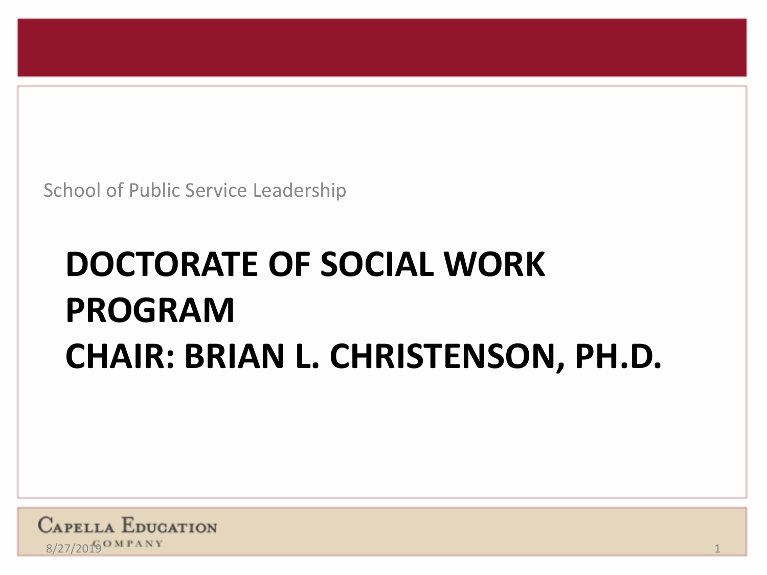School of Public Service Leadership

# DOCTORATE OF SOCIAL WORK PROGRAM
# CHAIR: BRIAN L. CHRISTENSON, PH.D.

Capella Education Company

8/27/2019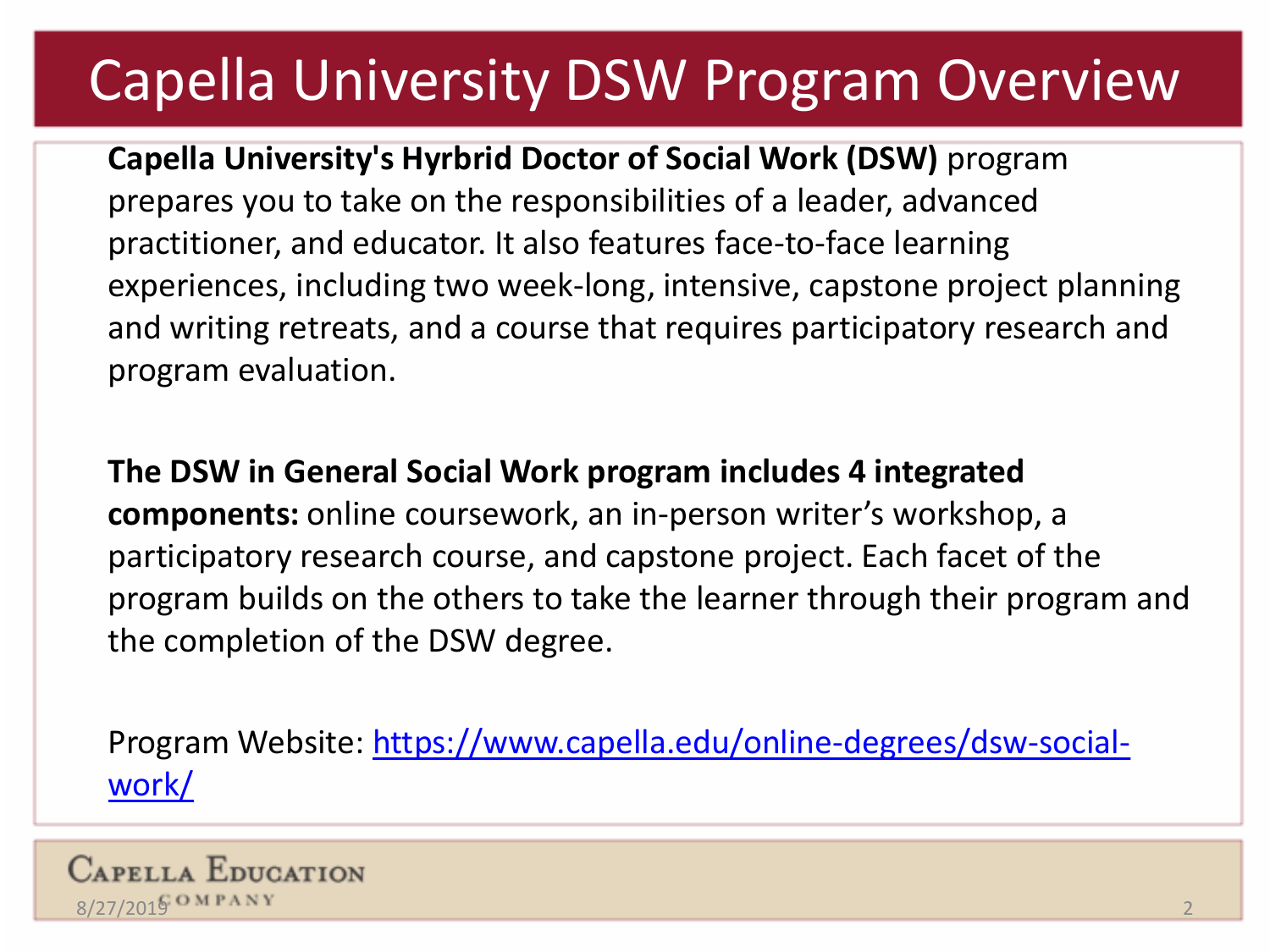# Capella University DSW Program Overview

**Capella University's Hyrbrid Doctor of Social Work (DSW)** program prepares you to take on the responsibilities of a leader, advanced practitioner, and educator. It also features face-to-face learning experiences, including two week-long, intensive, capstone project planning and writing retreats, and a course that requires participatory research and program evaluation.

**The DSW in General Social Work program includes 4 integrated components:** online coursework, an in-person writer's workshop, a participatory research course, and capstone project. Each facet of the program builds on the others to take the learner through their program and the completion of the DSW degree.

Program Website: [https://www.capella.edu/online-degrees/dsw-social-work/](https://www.capella.edu/online-degrees/dsw-social-work/)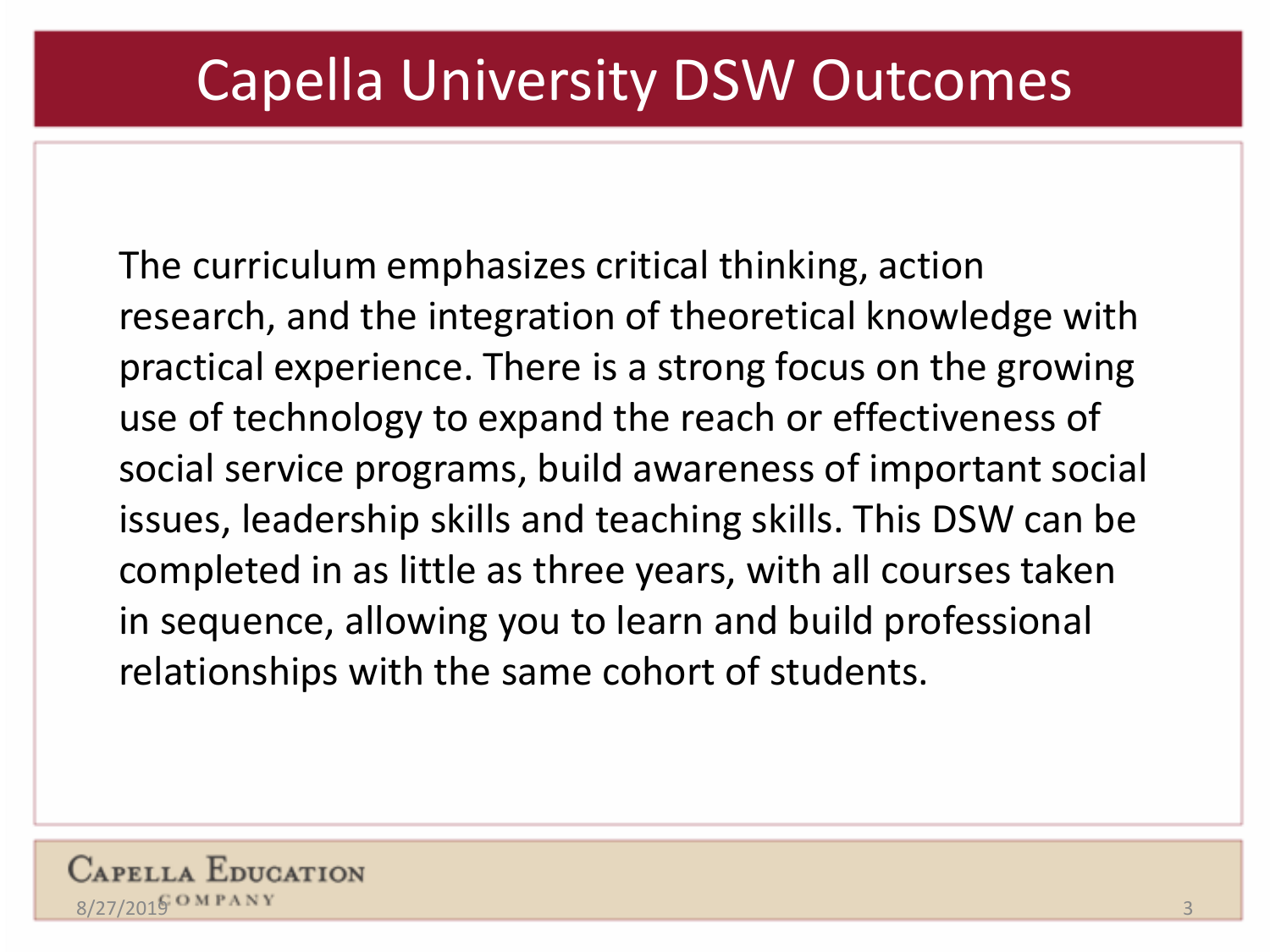# Capella University DSW Outcomes

The curriculum emphasizes critical thinking, action research, and the integration of theoretical knowledge with practical experience. There is a strong focus on the growing use of technology to expand the reach or effectiveness of social service programs, build awareness of important social issues, leadership skills and teaching skills. This DSW can be completed in as little as three years, with all courses taken in sequence, allowing you to learn and build professional relationships with the same cohort of students.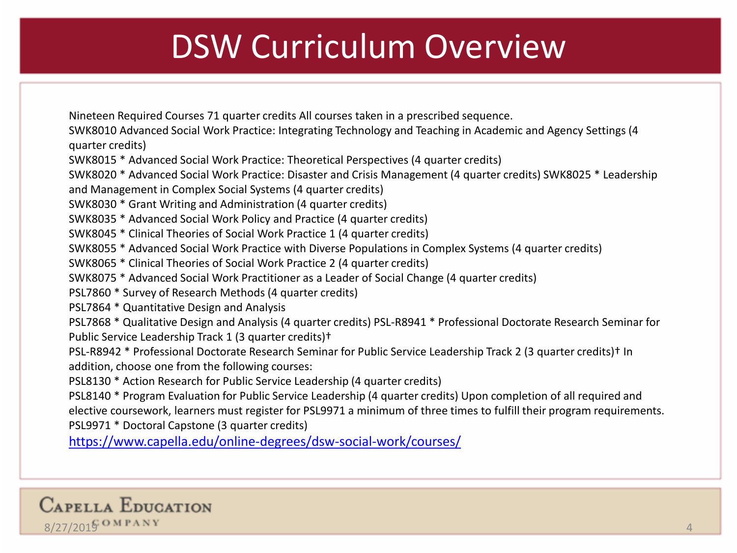# DSW Curriculum Overview

Nineteen Required Courses 71 quarter credits All courses taken in a prescribed sequence.
SWK8010 Advanced Social Work Practice: Integrating Technology and Teaching in Academic and Agency Settings (4 quarter credits)
SWK8015 * Advanced Social Work Practice: Theoretical Perspectives (4 quarter credits)
SWK8020 * Advanced Social Work Practice: Disaster and Crisis Management (4 quarter credits) SWK8025 * Leadership and Management in Complex Social Systems (4 quarter credits)
SWK8030 * Grant Writing and Administration (4 quarter credits)
SWK8035 * Advanced Social Work Policy and Practice (4 quarter credits)
SWK8045 * Clinical Theories of Social Work Practice 1 (4 quarter credits)
SWK8055 * Advanced Social Work Practice with Diverse Populations in Complex Systems (4 quarter credits)
SWK8065 * Clinical Theories of Social Work Practice 2 (4 quarter credits)
SWK8075 * Advanced Social Work Practitioner as a Leader of Social Change (4 quarter credits)
PSL7860 * Survey of Research Methods (4 quarter credits)
PSL7864 * Quantitative Design and Analysis
PSL7868 * Qualitative Design and Analysis (4 quarter credits) PSL-R8941 * Professional Doctorate Research Seminar for Public Service Leadership Track 1 (3 quarter credits)†
PSL-R8942 * Professional Doctorate Research Seminar for Public Service Leadership Track 2 (3 quarter credits)† In addition, choose one from the following courses:
PSL8130 * Action Research for Public Service Leadership (4 quarter credits)
PSL8140 * Program Evaluation for Public Service Leadership (4 quarter credits) Upon completion of all required and elective coursework, learners must register for PSL9971 a minimum of three times to fulfill their program requirements.
PSL9971 * Doctoral Capstone (3 quarter credits)
[https://www.capella.edu/online-degrees/dsw-social-work/courses/](https://www.capella.edu/online-degrees/dsw-social-work/courses/)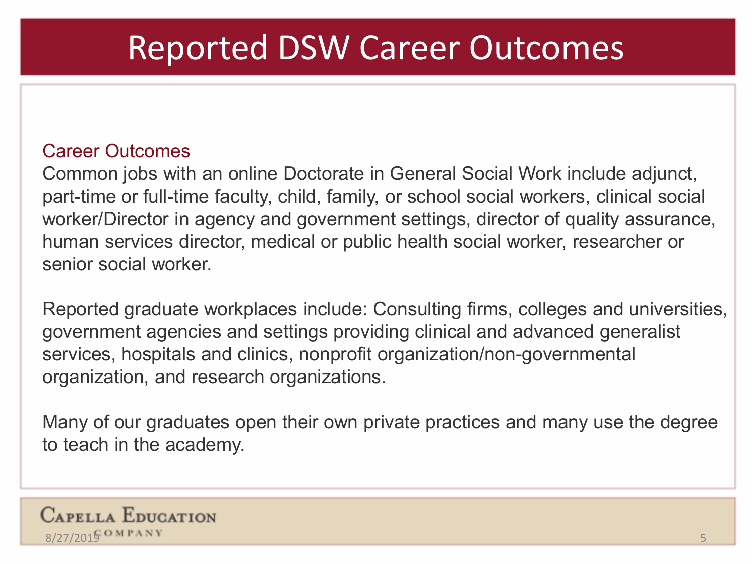# Reported DSW Career Outcomes

## Career Outcomes

Common jobs with an online Doctorate in General Social Work include adjunct, part-time or full-time faculty, child, family, or school social workers, clinical social worker/Director in agency and government settings, director of quality assurance, human services director, medical or public health social worker, researcher or senior social worker.

Reported graduate workplaces include: Consulting firms, colleges and universities, government agencies and settings providing clinical and advanced generalist services, hospitals and clinics, nonprofit organization/non-governmental organization, and research organizations.

Many of our graduates open their own private practices and many use the degree to teach in the academy.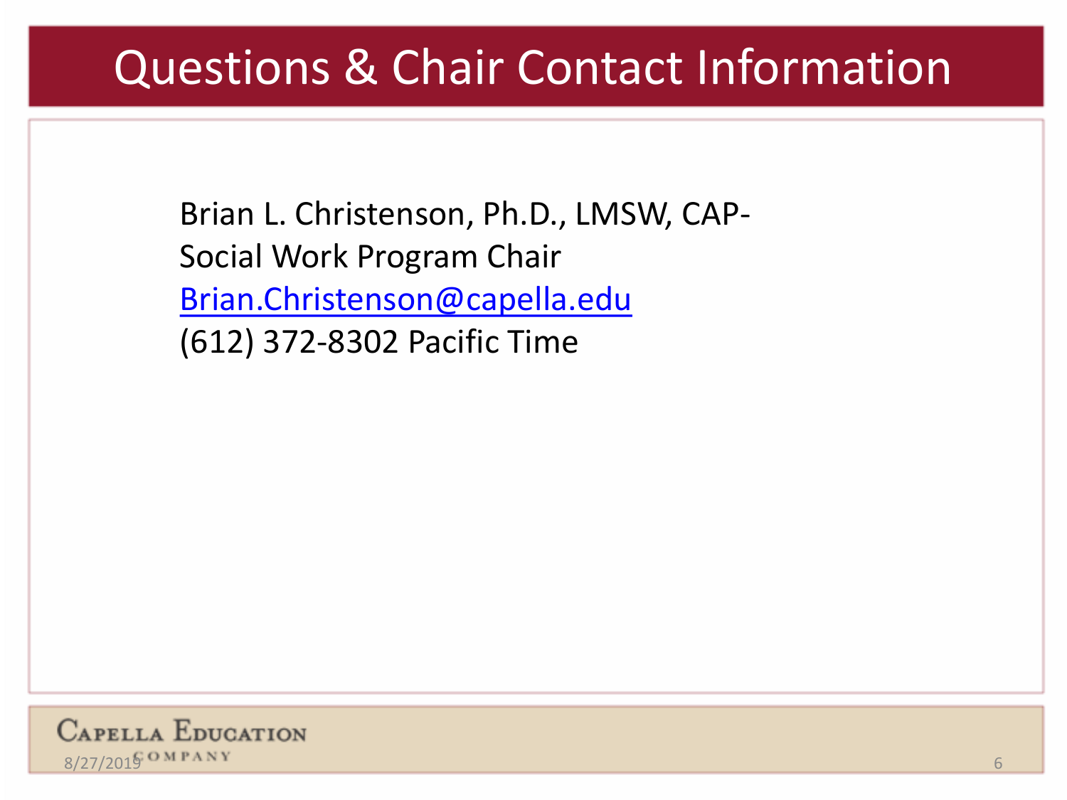# Questions & Chair Contact Information

Brian L. Christenson, Ph.D., LMSW, CAP-
Social Work Program Chair
[Brian.Christenson@capella.edu](mailto:Brian.Christenson@capella.edu)
(612) 372-8302 Pacific Time